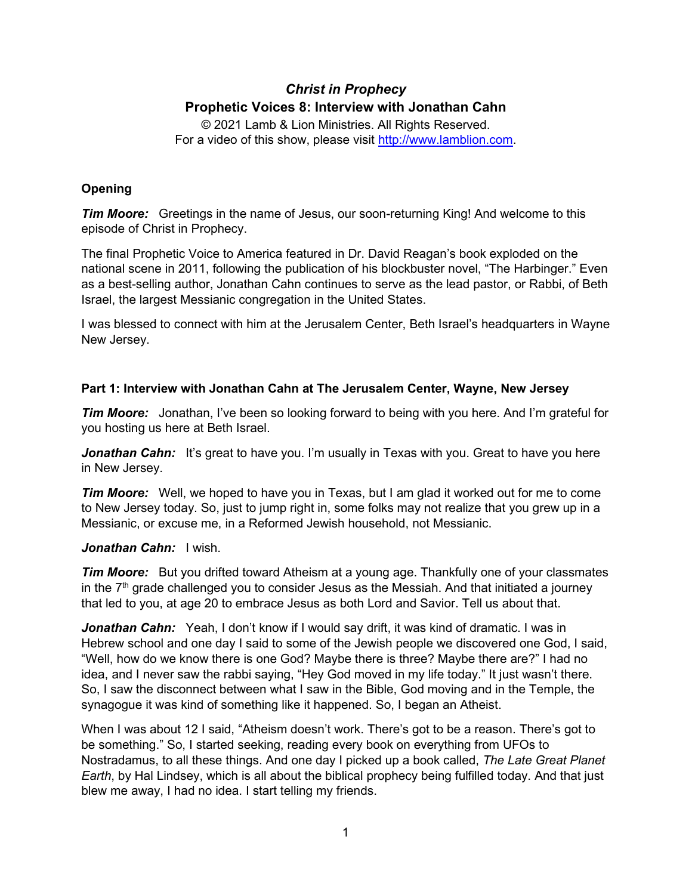# *Christ in Prophecy*

## Prophetic Voices 8: Interview with Jonathan Cahn

© 2021 Lamb & Lion Ministries. All Rights Reserved.
For a video of this show, please visit http://www.lamblion.com.

### Opening

***Tim Moore:*** Greetings in the name of Jesus, our soon-returning King! And welcome to this episode of Christ in Prophecy.

The final Prophetic Voice to America featured in Dr. David Reagan's book exploded on the national scene in 2011, following the publication of his blockbuster novel, "The Harbinger." Even as a best-selling author, Jonathan Cahn continues to serve as the lead pastor, or Rabbi, of Beth Israel, the largest Messianic congregation in the United States.

I was blessed to connect with him at the Jerusalem Center, Beth Israel's headquarters in Wayne New Jersey.

### Part 1: Interview with Jonathan Cahn at The Jerusalem Center, Wayne, New Jersey

***Tim Moore:*** Jonathan, I've been so looking forward to being with you here. And I'm grateful for you hosting us here at Beth Israel.

***Jonathan Cahn:*** It's great to have you. I'm usually in Texas with you. Great to have you here in New Jersey.

***Tim Moore:*** Well, we hoped to have you in Texas, but I am glad it worked out for me to come to New Jersey today. So, just to jump right in, some folks may not realize that you grew up in a Messianic, or excuse me, in a Reformed Jewish household, not Messianic.

***Jonathan Cahn:*** I wish.

***Tim Moore:*** But you drifted toward Atheism at a young age. Thankfully one of your classmates in the 7th grade challenged you to consider Jesus as the Messiah. And that initiated a journey that led to you, at age 20 to embrace Jesus as both Lord and Savior. Tell us about that.

***Jonathan Cahn:*** Yeah, I don't know if I would say drift, it was kind of dramatic. I was in Hebrew school and one day I said to some of the Jewish people we discovered one God, I said, "Well, how do we know there is one God? Maybe there is three? Maybe there are?" I had no idea, and I never saw the rabbi saying, "Hey God moved in my life today." It just wasn't there. So, I saw the disconnect between what I saw in the Bible, God moving and in the Temple, the synagogue it was kind of something like it happened. So, I began an Atheist.

When I was about 12 I said, "Atheism doesn't work. There's got to be a reason. There's got to be something." So, I started seeking, reading every book on everything from UFOs to Nostradamus, to all these things. And one day I picked up a book called, *The Late Great Planet Earth*, by Hal Lindsey, which is all about the biblical prophecy being fulfilled today. And that just blew me away, I had no idea. I start telling my friends.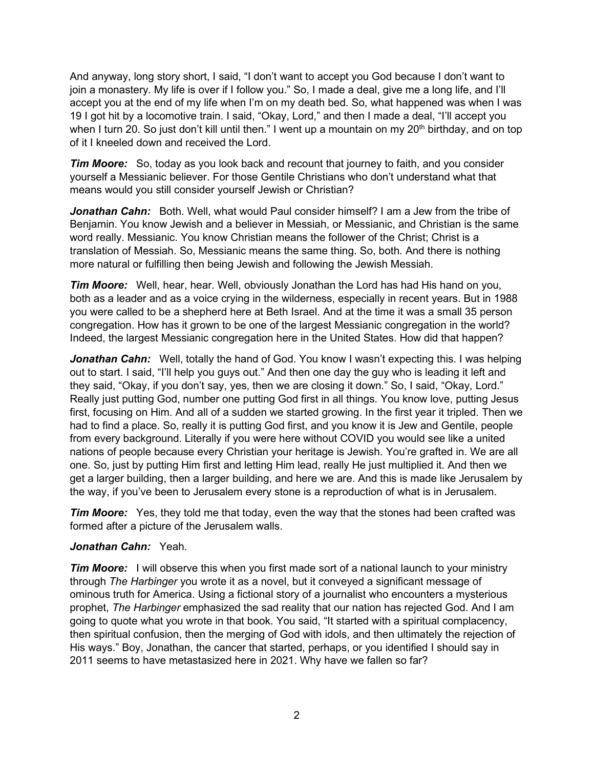And anyway, long story short, I said, "I don't want to accept you God because I don't want to join a monastery. My life is over if I follow you." So, I made a deal, give me a long life, and I'll accept you at the end of my life when I'm on my death bed. So, what happened was when I was 19 I got hit by a locomotive train. I said, "Okay, Lord," and then I made a deal, "I'll accept you when I turn 20. So just don't kill until then." I went up a mountain on my 20th birthday, and on top of it I kneeled down and received the Lord.

***Tim Moore:*** So, today as you look back and recount that journey to faith, and you consider yourself a Messianic believer. For those Gentile Christians who don't understand what that means would you still consider yourself Jewish or Christian?

***Jonathan Cahn:*** Both. Well, what would Paul consider himself? I am a Jew from the tribe of Benjamin. You know Jewish and a believer in Messiah, or Messianic, and Christian is the same word really. Messianic. You know Christian means the follower of the Christ; Christ is a translation of Messiah. So, Messianic means the same thing. So, both. And there is nothing more natural or fulfilling then being Jewish and following the Jewish Messiah.

***Tim Moore:*** Well, hear, hear. Well, obviously Jonathan the Lord has had His hand on you, both as a leader and as a voice crying in the wilderness, especially in recent years. But in 1988 you were called to be a shepherd here at Beth Israel. And at the time it was a small 35 person congregation. How has it grown to be one of the largest Messianic congregation in the world? Indeed, the largest Messianic congregation here in the United States. How did that happen?

***Jonathan Cahn:*** Well, totally the hand of God. You know I wasn't expecting this. I was helping out to start. I said, "I'll help you guys out." And then one day the guy who is leading it left and they said, "Okay, if you don't say, yes, then we are closing it down." So, I said, "Okay, Lord." Really just putting God, number one putting God first in all things. You know love, putting Jesus first, focusing on Him. And all of a sudden we started growing. In the first year it tripled. Then we had to find a place. So, really it is putting God first, and you know it is Jew and Gentile, people from every background. Literally if you were here without COVID you would see like a united nations of people because every Christian your heritage is Jewish. You're grafted in. We are all one. So, just by putting Him first and letting Him lead, really He just multiplied it. And then we get a larger building, then a larger building, and here we are. And this is made like Jerusalem by the way, if you've been to Jerusalem every stone is a reproduction of what is in Jerusalem.

***Tim Moore:*** Yes, they told me that today, even the way that the stones had been crafted was formed after a picture of the Jerusalem walls.

***Jonathan Cahn:*** Yeah.

***Tim Moore:*** I will observe this when you first made sort of a national launch to your ministry through *The Harbinger* you wrote it as a novel, but it conveyed a significant message of ominous truth for America. Using a fictional story of a journalist who encounters a mysterious prophet, *The Harbinger* emphasized the sad reality that our nation has rejected God. And I am going to quote what you wrote in that book. You said, "It started with a spiritual complacency, then spiritual confusion, then the merging of God with idols, and then ultimately the rejection of His ways." Boy, Jonathan, the cancer that started, perhaps, or you identified I should say in 2011 seems to have metastasized here in 2021. Why have we fallen so far?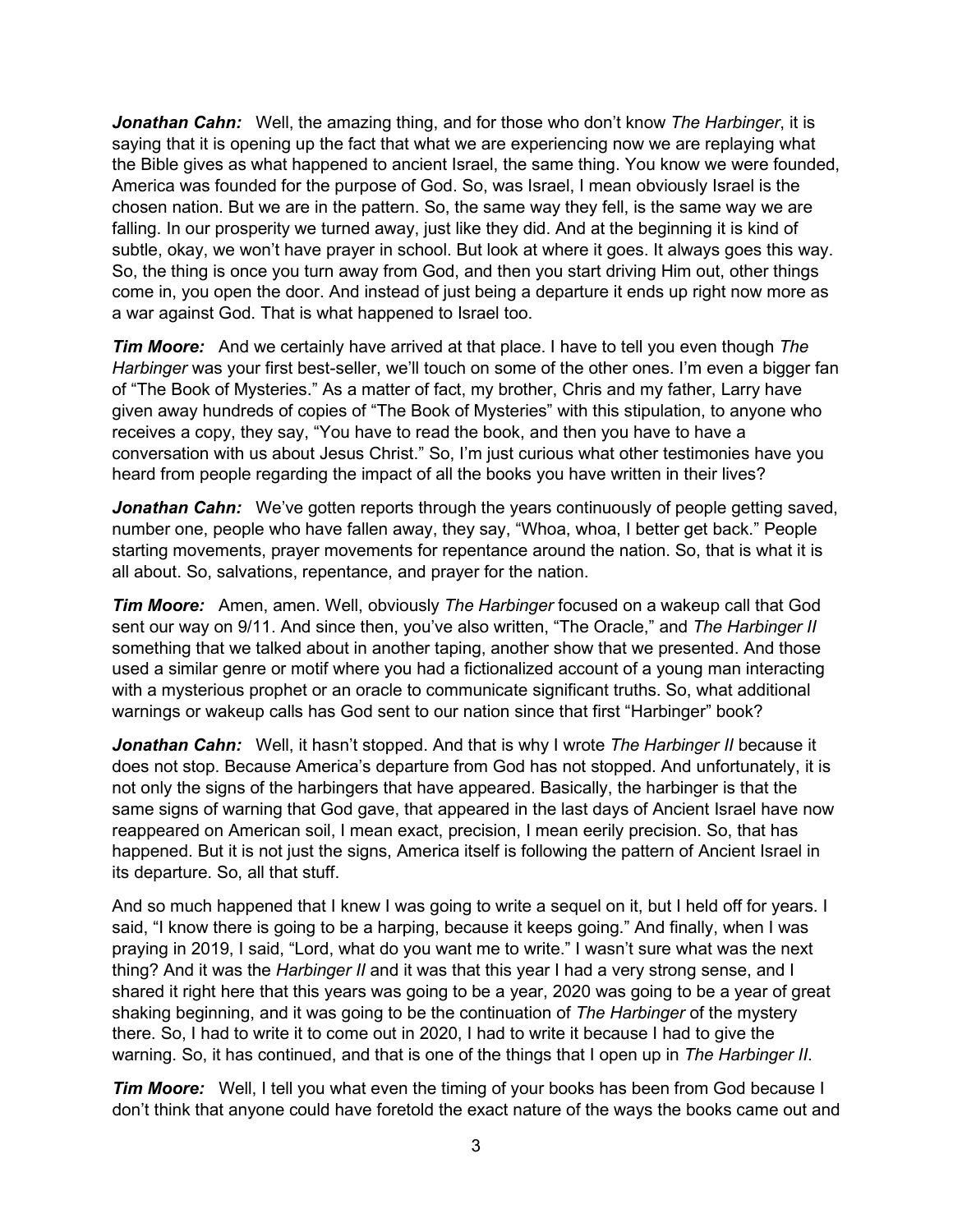***Jonathan Cahn:*** Well, the amazing thing, and for those who don't know *The Harbinger*, it is saying that it is opening up the fact that what we are experiencing now we are replaying what the Bible gives as what happened to ancient Israel, the same thing. You know we were founded, America was founded for the purpose of God. So, was Israel, I mean obviously Israel is the chosen nation. But we are in the pattern. So, the same way they fell, is the same way we are falling. In our prosperity we turned away, just like they did. And at the beginning it is kind of subtle, okay, we won't have prayer in school. But look at where it goes. It always goes this way. So, the thing is once you turn away from God, and then you start driving Him out, other things come in, you open the door. And instead of just being a departure it ends up right now more as a war against God. That is what happened to Israel too.

***Tim Moore:*** And we certainly have arrived at that place. I have to tell you even though *The Harbinger* was your first best-seller, we'll touch on some of the other ones. I'm even a bigger fan of "The Book of Mysteries." As a matter of fact, my brother, Chris and my father, Larry have given away hundreds of copies of "The Book of Mysteries" with this stipulation, to anyone who receives a copy, they say, "You have to read the book, and then you have to have a conversation with us about Jesus Christ." So, I'm just curious what other testimonies have you heard from people regarding the impact of all the books you have written in their lives?

***Jonathan Cahn:*** We've gotten reports through the years continuously of people getting saved, number one, people who have fallen away, they say, "Whoa, whoa, I better get back." People starting movements, prayer movements for repentance around the nation. So, that is what it is all about. So, salvations, repentance, and prayer for the nation.

***Tim Moore:*** Amen, amen. Well, obviously *The Harbinger* focused on a wakeup call that God sent our way on 9/11. And since then, you've also written, "The Oracle," and *The Harbinger II* something that we talked about in another taping, another show that we presented. And those used a similar genre or motif where you had a fictionalized account of a young man interacting with a mysterious prophet or an oracle to communicate significant truths. So, what additional warnings or wakeup calls has God sent to our nation since that first "Harbinger" book?

***Jonathan Cahn:*** Well, it hasn't stopped. And that is why I wrote *The Harbinger II* because it does not stop. Because America's departure from God has not stopped. And unfortunately, it is not only the signs of the harbingers that have appeared. Basically, the harbinger is that the same signs of warning that God gave, that appeared in the last days of Ancient Israel have now reappeared on American soil, I mean exact, precision, I mean eerily precision. So, that has happened. But it is not just the signs, America itself is following the pattern of Ancient Israel in its departure. So, all that stuff.

And so much happened that I knew I was going to write a sequel on it, but I held off for years. I said, "I know there is going to be a harping, because it keeps going." And finally, when I was praying in 2019, I said, "Lord, what do you want me to write." I wasn't sure what was the next thing? And it was the *Harbinger II* and it was that this year I had a very strong sense, and I shared it right here that this years was going to be a year, 2020 was going to be a year of great shaking beginning, and it was going to be the continuation of *The Harbinger* of the mystery there. So, I had to write it to come out in 2020, I had to write it because I had to give the warning. So, it has continued, and that is one of the things that I open up in *The Harbinger II*.

***Tim Moore:*** Well, I tell you what even the timing of your books has been from God because I don't think that anyone could have foretold the exact nature of the ways the books came out and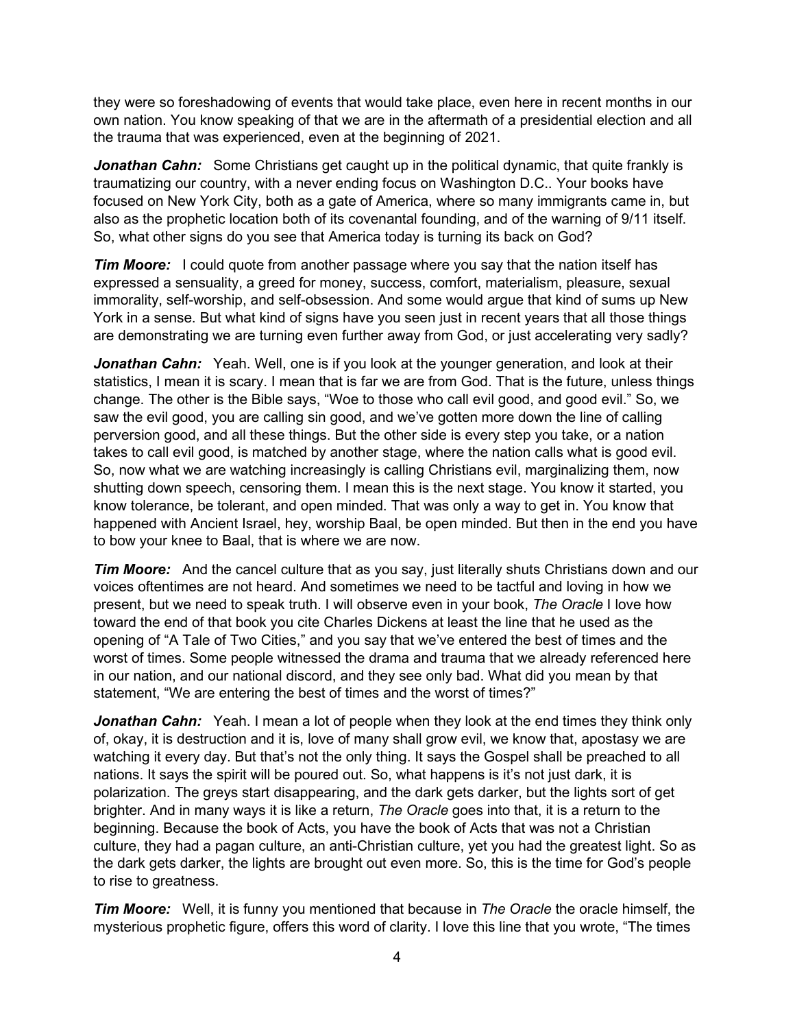they were so foreshadowing of events that would take place, even here in recent months in our own nation. You know speaking of that we are in the aftermath of a presidential election and all the trauma that was experienced, even at the beginning of 2021.

***Jonathan Cahn:*** Some Christians get caught up in the political dynamic, that quite frankly is traumatizing our country, with a never ending focus on Washington D.C.. Your books have focused on New York City, both as a gate of America, where so many immigrants came in, but also as the prophetic location both of its covenantal founding, and of the warning of 9/11 itself. So, what other signs do you see that America today is turning its back on God?

***Tim Moore:*** I could quote from another passage where you say that the nation itself has expressed a sensuality, a greed for money, success, comfort, materialism, pleasure, sexual immorality, self-worship, and self-obsession. And some would argue that kind of sums up New York in a sense. But what kind of signs have you seen just in recent years that all those things are demonstrating we are turning even further away from God, or just accelerating very sadly?

***Jonathan Cahn:*** Yeah. Well, one is if you look at the younger generation, and look at their statistics, I mean it is scary. I mean that is far we are from God. That is the future, unless things change. The other is the Bible says, "Woe to those who call evil good, and good evil." So, we saw the evil good, you are calling sin good, and we've gotten more down the line of calling perversion good, and all these things. But the other side is every step you take, or a nation takes to call evil good, is matched by another stage, where the nation calls what is good evil. So, now what we are watching increasingly is calling Christians evil, marginalizing them, now shutting down speech, censoring them. I mean this is the next stage. You know it started, you know tolerance, be tolerant, and open minded. That was only a way to get in. You know that happened with Ancient Israel, hey, worship Baal, be open minded. But then in the end you have to bow your knee to Baal, that is where we are now.

***Tim Moore:*** And the cancel culture that as you say, just literally shuts Christians down and our voices oftentimes are not heard. And sometimes we need to be tactful and loving in how we present, but we need to speak truth. I will observe even in your book, *The Oracle* I love how toward the end of that book you cite Charles Dickens at least the line that he used as the opening of "A Tale of Two Cities," and you say that we've entered the best of times and the worst of times. Some people witnessed the drama and trauma that we already referenced here in our nation, and our national discord, and they see only bad. What did you mean by that statement, "We are entering the best of times and the worst of times?"

***Jonathan Cahn:*** Yeah. I mean a lot of people when they look at the end times they think only of, okay, it is destruction and it is, love of many shall grow evil, we know that, apostasy we are watching it every day. But that's not the only thing. It says the Gospel shall be preached to all nations. It says the spirit will be poured out. So, what happens is it's not just dark, it is polarization. The greys start disappearing, and the dark gets darker, but the lights sort of get brighter. And in many ways it is like a return, *The Oracle* goes into that, it is a return to the beginning. Because the book of Acts, you have the book of Acts that was not a Christian culture, they had a pagan culture, an anti-Christian culture, yet you had the greatest light. So as the dark gets darker, the lights are brought out even more. So, this is the time for God's people to rise to greatness.

***Tim Moore:*** Well, it is funny you mentioned that because in *The Oracle* the oracle himself, the mysterious prophetic figure, offers this word of clarity. I love this line that you wrote, "The times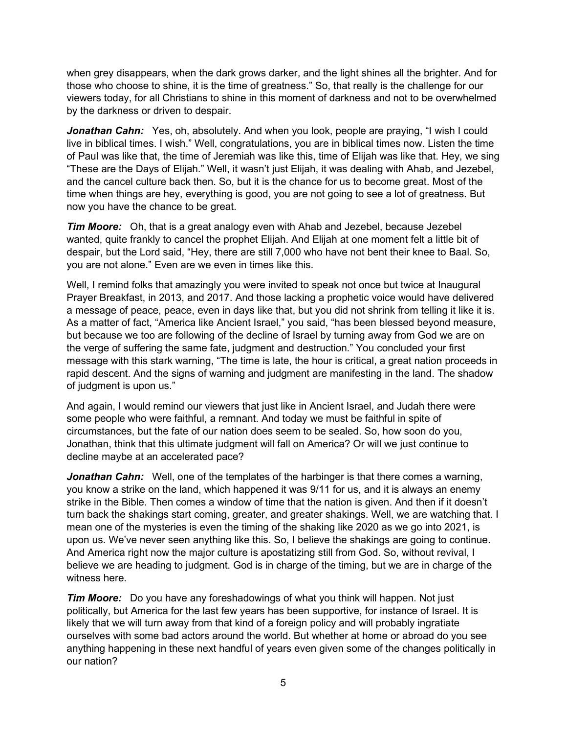when grey disappears, when the dark grows darker, and the light shines all the brighter. And for those who choose to shine, it is the time of greatness." So, that really is the challenge for our viewers today, for all Christians to shine in this moment of darkness and not to be overwhelmed by the darkness or driven to despair.

***Jonathan Cahn:*** Yes, oh, absolutely. And when you look, people are praying, "I wish I could live in biblical times. I wish." Well, congratulations, you are in biblical times now. Listen the time of Paul was like that, the time of Jeremiah was like this, time of Elijah was like that. Hey, we sing "These are the Days of Elijah." Well, it wasn't just Elijah, it was dealing with Ahab, and Jezebel, and the cancel culture back then. So, but it is the chance for us to become great. Most of the time when things are hey, everything is good, you are not going to see a lot of greatness. But now you have the chance to be great.

***Tim Moore:*** Oh, that is a great analogy even with Ahab and Jezebel, because Jezebel wanted, quite frankly to cancel the prophet Elijah. And Elijah at one moment felt a little bit of despair, but the Lord said, "Hey, there are still 7,000 who have not bent their knee to Baal. So, you are not alone." Even are we even in times like this.

Well, I remind folks that amazingly you were invited to speak not once but twice at Inaugural Prayer Breakfast, in 2013, and 2017. And those lacking a prophetic voice would have delivered a message of peace, peace, even in days like that, but you did not shrink from telling it like it is. As a matter of fact, "America like Ancient Israel," you said, "has been blessed beyond measure, but because we too are following of the decline of Israel by turning away from God we are on the verge of suffering the same fate, judgment and destruction." You concluded your first message with this stark warning, "The time is late, the hour is critical, a great nation proceeds in rapid descent. And the signs of warning and judgment are manifesting in the land. The shadow of judgment is upon us."

And again, I would remind our viewers that just like in Ancient Israel, and Judah there were some people who were faithful, a remnant. And today we must be faithful in spite of circumstances, but the fate of our nation does seem to be sealed. So, how soon do you, Jonathan, think that this ultimate judgment will fall on America? Or will we just continue to decline maybe at an accelerated pace?

***Jonathan Cahn:*** Well, one of the templates of the harbinger is that there comes a warning, you know a strike on the land, which happened it was 9/11 for us, and it is always an enemy strike in the Bible. Then comes a window of time that the nation is given. And then if it doesn't turn back the shakings start coming, greater, and greater shakings. Well, we are watching that. I mean one of the mysteries is even the timing of the shaking like 2020 as we go into 2021, is upon us. We've never seen anything like this. So, I believe the shakings are going to continue. And America right now the major culture is apostatizing still from God. So, without revival, I believe we are heading to judgment. God is in charge of the timing, but we are in charge of the witness here.

***Tim Moore:*** Do you have any foreshadowings of what you think will happen. Not just politically, but America for the last few years has been supportive, for instance of Israel. It is likely that we will turn away from that kind of a foreign policy and will probably ingratiate ourselves with some bad actors around the world. But whether at home or abroad do you see anything happening in these next handful of years even given some of the changes politically in our nation?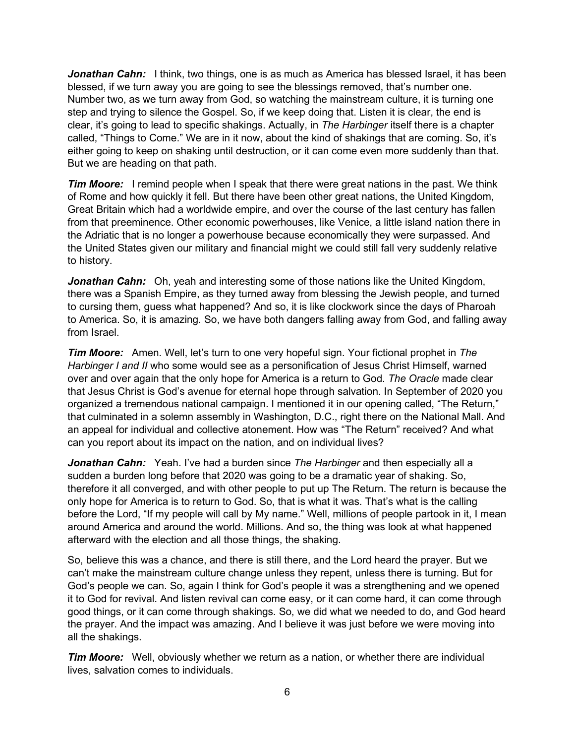***Jonathan Cahn:*** I think, two things, one is as much as America has blessed Israel, it has been blessed, if we turn away you are going to see the blessings removed, that's number one. Number two, as we turn away from God, so watching the mainstream culture, it is turning one step and trying to silence the Gospel. So, if we keep doing that. Listen it is clear, the end is clear, it's going to lead to specific shakings. Actually, in *The Harbinger* itself there is a chapter called, "Things to Come." We are in it now, about the kind of shakings that are coming. So, it's either going to keep on shaking until destruction, or it can come even more suddenly than that. But we are heading on that path.

***Tim Moore:*** I remind people when I speak that there were great nations in the past. We think of Rome and how quickly it fell. But there have been other great nations, the United Kingdom, Great Britain which had a worldwide empire, and over the course of the last century has fallen from that preeminence. Other economic powerhouses, like Venice, a little island nation there in the Adriatic that is no longer a powerhouse because economically they were surpassed. And the United States given our military and financial might we could still fall very suddenly relative to history.

***Jonathan Cahn:*** Oh, yeah and interesting some of those nations like the United Kingdom, there was a Spanish Empire, as they turned away from blessing the Jewish people, and turned to cursing them, guess what happened? And so, it is like clockwork since the days of Pharoah to America. So, it is amazing. So, we have both dangers falling away from God, and falling away from Israel.

***Tim Moore:*** Amen. Well, let's turn to one very hopeful sign. Your fictional prophet in *The Harbinger I and II* who some would see as a personification of Jesus Christ Himself, warned over and over again that the only hope for America is a return to God. *The Oracle* made clear that Jesus Christ is God's avenue for eternal hope through salvation. In September of 2020 you organized a tremendous national campaign. I mentioned it in our opening called, "The Return," that culminated in a solemn assembly in Washington, D.C., right there on the National Mall. And an appeal for individual and collective atonement. How was "The Return" received? And what can you report about its impact on the nation, and on individual lives?

***Jonathan Cahn:*** Yeah. I've had a burden since *The Harbinger* and then especially all a sudden a burden long before that 2020 was going to be a dramatic year of shaking. So, therefore it all converged, and with other people to put up The Return. The return is because the only hope for America is to return to God. So, that is what it was. That's what is the calling before the Lord, "If my people will call by My name." Well, millions of people partook in it, I mean around America and around the world. Millions. And so, the thing was look at what happened afterward with the election and all those things, the shaking.

So, believe this was a chance, and there is still there, and the Lord heard the prayer. But we can't make the mainstream culture change unless they repent, unless there is turning. But for God's people we can. So, again I think for God's people it was a strengthening and we opened it to God for revival. And listen revival can come easy, or it can come hard, it can come through good things, or it can come through shakings. So, we did what we needed to do, and God heard the prayer. And the impact was amazing. And I believe it was just before we were moving into all the shakings.

***Tim Moore:*** Well, obviously whether we return as a nation, or whether there are individual lives, salvation comes to individuals.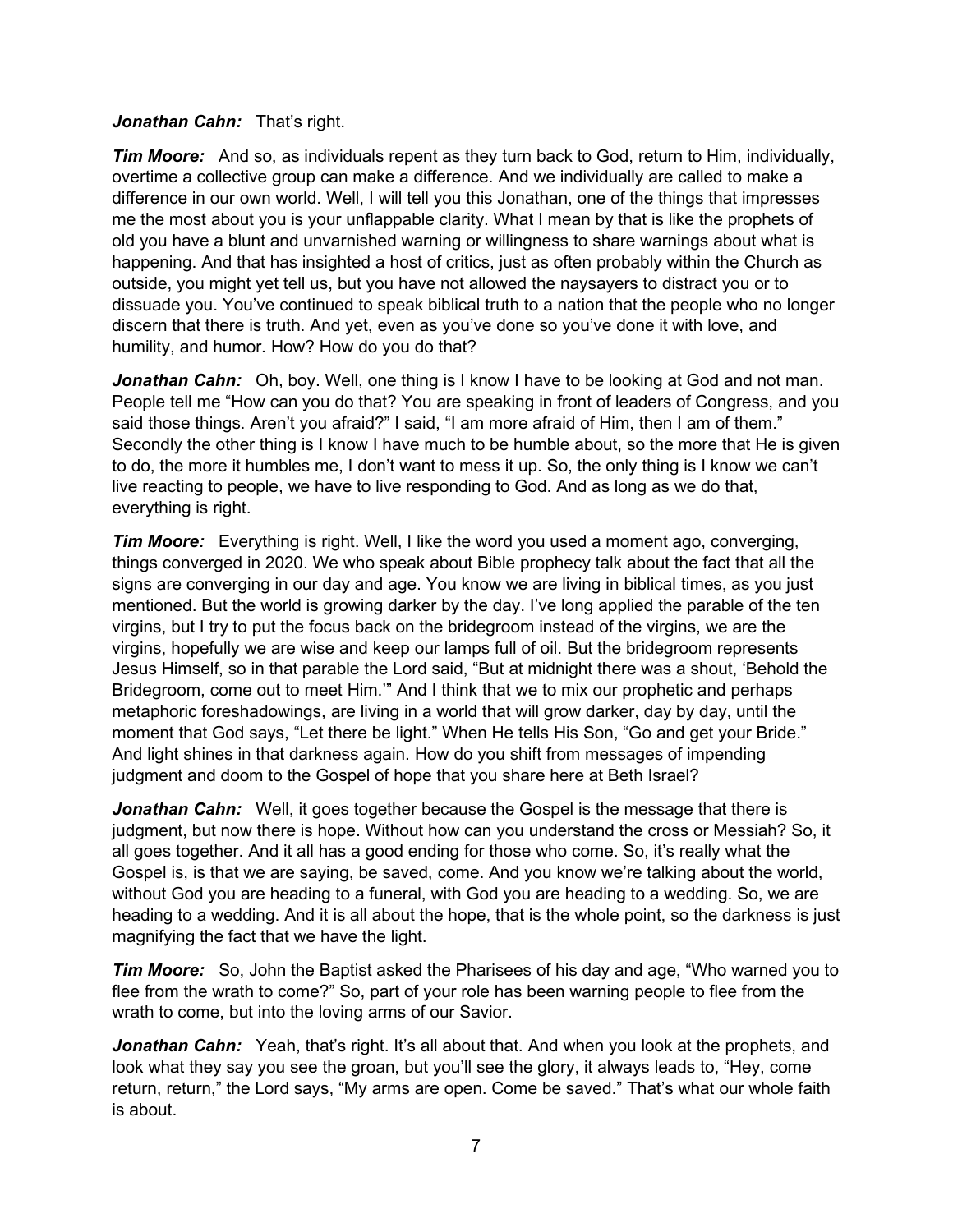***Jonathan Cahn:*** That's right.

***Tim Moore:*** And so, as individuals repent as they turn back to God, return to Him, individually, overtime a collective group can make a difference. And we individually are called to make a difference in our own world. Well, I will tell you this Jonathan, one of the things that impresses me the most about you is your unflappable clarity. What I mean by that is like the prophets of old you have a blunt and unvarnished warning or willingness to share warnings about what is happening. And that has insighted a host of critics, just as often probably within the Church as outside, you might yet tell us, but you have not allowed the naysayers to distract you or to dissuade you. You've continued to speak biblical truth to a nation that the people who no longer discern that there is truth. And yet, even as you've done so you've done it with love, and humility, and humor. How? How do you do that?

***Jonathan Cahn:*** Oh, boy. Well, one thing is I know I have to be looking at God and not man. People tell me "How can you do that? You are speaking in front of leaders of Congress, and you said those things. Aren't you afraid?" I said, "I am more afraid of Him, then I am of them." Secondly the other thing is I know I have much to be humble about, so the more that He is given to do, the more it humbles me, I don't want to mess it up. So, the only thing is I know we can't live reacting to people, we have to live responding to God. And as long as we do that, everything is right.

***Tim Moore:*** Everything is right. Well, I like the word you used a moment ago, converging, things converged in 2020. We who speak about Bible prophecy talk about the fact that all the signs are converging in our day and age. You know we are living in biblical times, as you just mentioned. But the world is growing darker by the day. I've long applied the parable of the ten virgins, but I try to put the focus back on the bridegroom instead of the virgins, we are the virgins, hopefully we are wise and keep our lamps full of oil. But the bridegroom represents Jesus Himself, so in that parable the Lord said, "But at midnight there was a shout, 'Behold the Bridegroom, come out to meet Him.'" And I think that we to mix our prophetic and perhaps metaphoric foreshadowings, are living in a world that will grow darker, day by day, until the moment that God says, "Let there be light." When He tells His Son, "Go and get your Bride." And light shines in that darkness again. How do you shift from messages of impending judgment and doom to the Gospel of hope that you share here at Beth Israel?

***Jonathan Cahn:*** Well, it goes together because the Gospel is the message that there is judgment, but now there is hope. Without how can you understand the cross or Messiah? So, it all goes together. And it all has a good ending for those who come. So, it's really what the Gospel is, is that we are saying, be saved, come. And you know we're talking about the world, without God you are heading to a funeral, with God you are heading to a wedding. So, we are heading to a wedding. And it is all about the hope, that is the whole point, so the darkness is just magnifying the fact that we have the light.

***Tim Moore:*** So, John the Baptist asked the Pharisees of his day and age, "Who warned you to flee from the wrath to come?" So, part of your role has been warning people to flee from the wrath to come, but into the loving arms of our Savior.

***Jonathan Cahn:*** Yeah, that's right. It's all about that. And when you look at the prophets, and look what they say you see the groan, but you'll see the glory, it always leads to, "Hey, come return, return," the Lord says, "My arms are open. Come be saved." That's what our whole faith is about.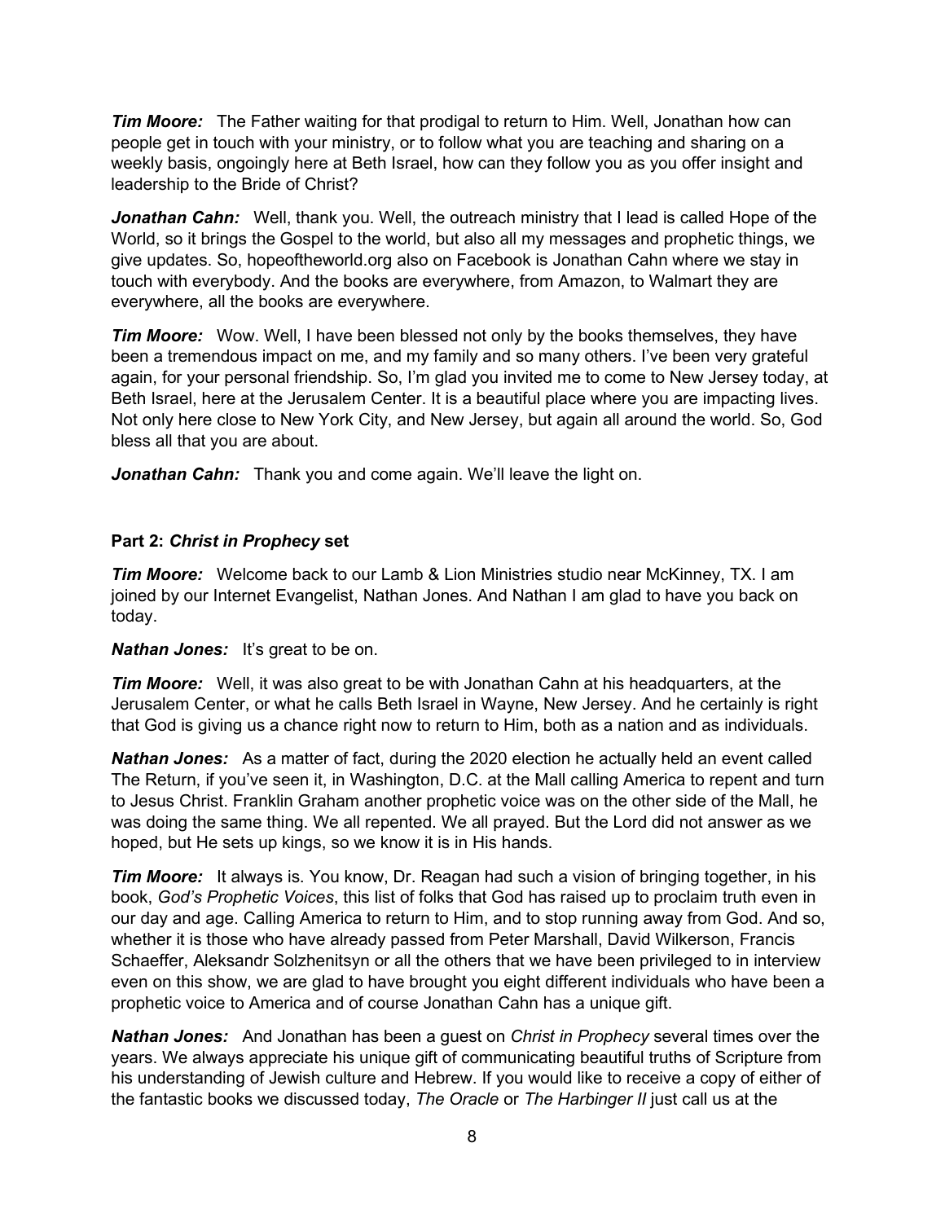***Tim Moore:*** The Father waiting for that prodigal to return to Him. Well, Jonathan how can people get in touch with your ministry, or to follow what you are teaching and sharing on a weekly basis, ongoingly here at Beth Israel, how can they follow you as you offer insight and leadership to the Bride of Christ?

***Jonathan Cahn:*** Well, thank you. Well, the outreach ministry that I lead is called Hope of the World, so it brings the Gospel to the world, but also all my messages and prophetic things, we give updates. So, hopeoftheworld.org also on Facebook is Jonathan Cahn where we stay in touch with everybody. And the books are everywhere, from Amazon, to Walmart they are everywhere, all the books are everywhere.

***Tim Moore:*** Wow. Well, I have been blessed not only by the books themselves, they have been a tremendous impact on me, and my family and so many others. I've been very grateful again, for your personal friendship. So, I'm glad you invited me to come to New Jersey today, at Beth Israel, here at the Jerusalem Center. It is a beautiful place where you are impacting lives. Not only here close to New York City, and New Jersey, but again all around the world. So, God bless all that you are about.

***Jonathan Cahn:*** Thank you and come again. We'll leave the light on.

**Part 2: *Christ in Prophecy* set**

***Tim Moore:*** Welcome back to our Lamb & Lion Ministries studio near McKinney, TX. I am joined by our Internet Evangelist, Nathan Jones. And Nathan I am glad to have you back on today.

***Nathan Jones:*** It's great to be on.

***Tim Moore:*** Well, it was also great to be with Jonathan Cahn at his headquarters, at the Jerusalem Center, or what he calls Beth Israel in Wayne, New Jersey. And he certainly is right that God is giving us a chance right now to return to Him, both as a nation and as individuals.

***Nathan Jones:*** As a matter of fact, during the 2020 election he actually held an event called The Return, if you've seen it, in Washington, D.C. at the Mall calling America to repent and turn to Jesus Christ. Franklin Graham another prophetic voice was on the other side of the Mall, he was doing the same thing. We all repented. We all prayed. But the Lord did not answer as we hoped, but He sets up kings, so we know it is in His hands.

***Tim Moore:*** It always is. You know, Dr. Reagan had such a vision of bringing together, in his book, *God's Prophetic Voices*, this list of folks that God has raised up to proclaim truth even in our day and age. Calling America to return to Him, and to stop running away from God. And so, whether it is those who have already passed from Peter Marshall, David Wilkerson, Francis Schaeffer, Aleksandr Solzhenitsyn or all the others that we have been privileged to in interview even on this show, we are glad to have brought you eight different individuals who have been a prophetic voice to America and of course Jonathan Cahn has a unique gift.

***Nathan Jones:*** And Jonathan has been a guest on *Christ in Prophecy* several times over the years. We always appreciate his unique gift of communicating beautiful truths of Scripture from his understanding of Jewish culture and Hebrew. If you would like to receive a copy of either of the fantastic books we discussed today, *The Oracle* or *The Harbinger II* just call us at the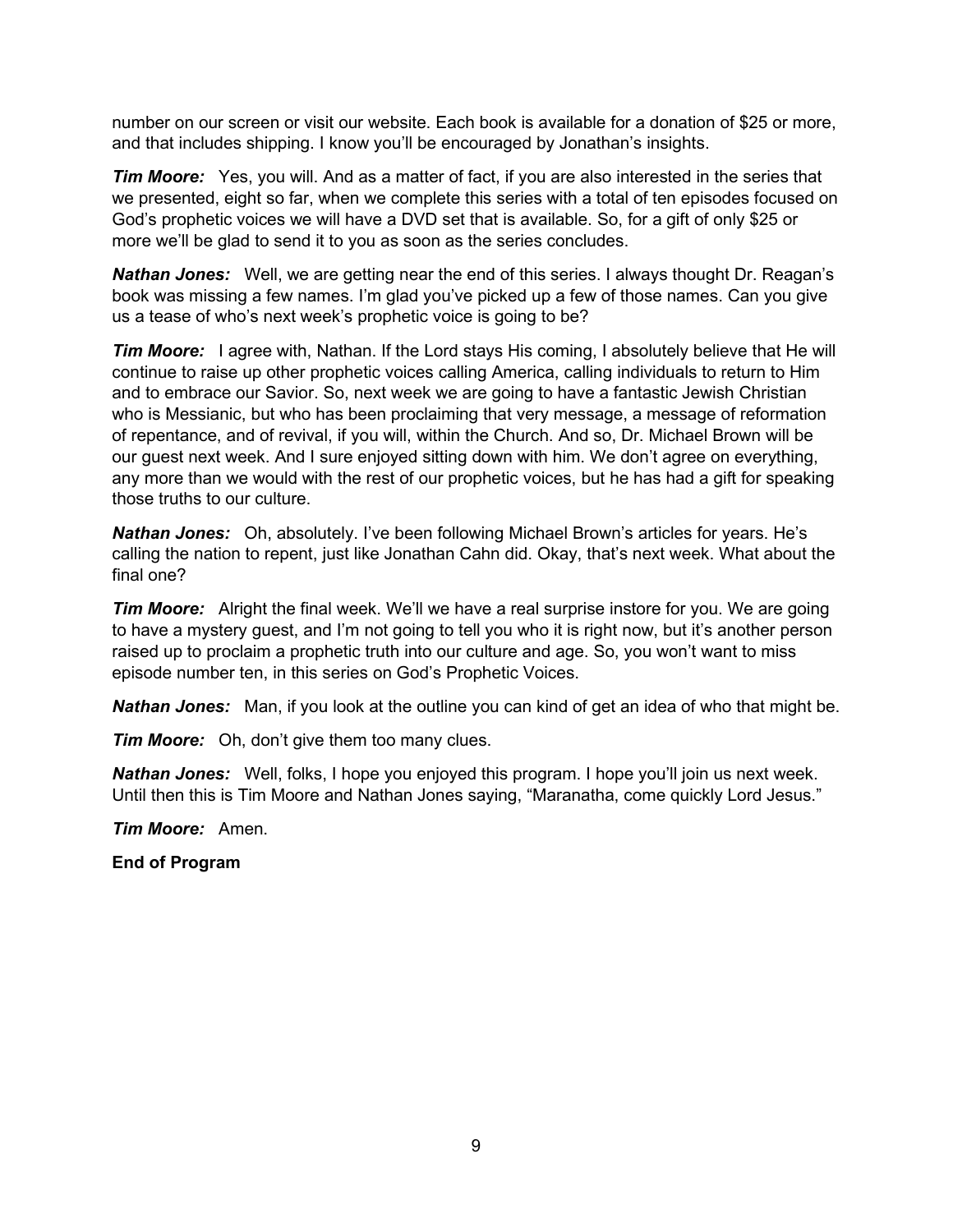number on our screen or visit our website. Each book is available for a donation of $25 or more, and that includes shipping. I know you'll be encouraged by Jonathan's insights.

***Tim Moore:*** Yes, you will. And as a matter of fact, if you are also interested in the series that we presented, eight so far, when we complete this series with a total of ten episodes focused on God's prophetic voices we will have a DVD set that is available. So, for a gift of only $25 or more we'll be glad to send it to you as soon as the series concludes.

***Nathan Jones:*** Well, we are getting near the end of this series. I always thought Dr. Reagan's book was missing a few names. I'm glad you've picked up a few of those names. Can you give us a tease of who's next week's prophetic voice is going to be?

***Tim Moore:*** I agree with, Nathan. If the Lord stays His coming, I absolutely believe that He will continue to raise up other prophetic voices calling America, calling individuals to return to Him and to embrace our Savior. So, next week we are going to have a fantastic Jewish Christian who is Messianic, but who has been proclaiming that very message, a message of reformation of repentance, and of revival, if you will, within the Church. And so, Dr. Michael Brown will be our guest next week. And I sure enjoyed sitting down with him. We don't agree on everything, any more than we would with the rest of our prophetic voices, but he has had a gift for speaking those truths to our culture.

***Nathan Jones:*** Oh, absolutely. I've been following Michael Brown's articles for years. He's calling the nation to repent, just like Jonathan Cahn did. Okay, that's next week. What about the final one?

***Tim Moore:*** Alright the final week. We'll we have a real surprise instore for you. We are going to have a mystery guest, and I'm not going to tell you who it is right now, but it's another person raised up to proclaim a prophetic truth into our culture and age. So, you won't want to miss episode number ten, in this series on God's Prophetic Voices.

***Nathan Jones:*** Man, if you look at the outline you can kind of get an idea of who that might be.

***Tim Moore:*** Oh, don't give them too many clues.

***Nathan Jones:*** Well, folks, I hope you enjoyed this program. I hope you'll join us next week. Until then this is Tim Moore and Nathan Jones saying, "Maranatha, come quickly Lord Jesus."

***Tim Moore:*** Amen.

**End of Program**